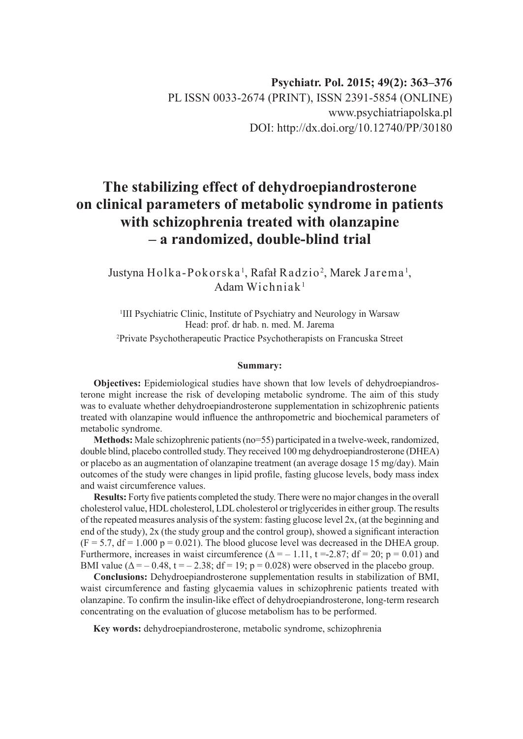Psychiatr. Pol. 2015; 49(2): 363–376
PL ISSN 0033-2674 (PRINT), ISSN 2391-5854 (ONLINE)
www.psychiatriapolska.pl
DOI: http://dx.doi.org/10.12740/PP/30180

# The stabilizing effect of dehydroepiandrosterone on clinical parameters of metabolic syndrome in patients with schizophrenia treated with olanzapine – a randomized, double-blind trial

Justyna Holka-Pokorska[1], Rafał Radzio[2], Marek Jarema[1], Adam Wichniak[1]

[1]III Psychiatric Clinic, Institute of Psychiatry and Neurology in Warsaw
Head: prof. dr hab. n. med. M. Jarema

[2]Private Psychotherapeutic Practice Psychotherapists on Francuska Street

### Summary:

**Objectives:** Epidemiological studies have shown that low levels of dehydroepiandrosterone might increase the risk of developing metabolic syndrome. The aim of this study was to evaluate whether dehydroepiandrosterone supplementation in schizophrenic patients treated with olanzapine would influence the anthropometric and biochemical parameters of metabolic syndrome.

**Methods:** Male schizophrenic patients (no=55) participated in a twelve-week, randomized, double blind, placebo controlled study. They received 100 mg dehydroepiandrosterone (DHEA) or placebo as an augmentation of olanzapine treatment (an average dosage 15 mg/day). Main outcomes of the study were changes in lipid profile, fasting glucose levels, body mass index and waist circumference values.

**Results:** Forty five patients completed the study. There were no major changes in the overall cholesterol value, HDL cholesterol, LDL cholesterol or triglycerides in either group. The results of the repeated measures analysis of the system: fasting glucose level 2x, (at the beginning and end of the study), 2x (the study group and the control group), showed a significant interaction ($F = 5.7$, $df = 1.000$ $p = 0.021$). The blood glucose level was decreased in the DHEA group. Furthermore, increases in waist circumference ($\Delta = -1.11$, $t = -2.87$; $df = 20$; $p = 0.01$) and BMI value ($\Delta = -0.48$, $t = -2.38$; $df = 19$; $p = 0.028$) were observed in the placebo group.

**Conclusions:** Dehydroepiandrosterone supplementation results in stabilization of BMI, waist circumference and fasting glycaemia values in schizophrenic patients treated with olanzapine. To confirm the insulin-like effect of dehydroepiandrosterone, long-term research concentrating on the evaluation of glucose metabolism has to be performed.

**Key words:** dehydroepiandrosterone, metabolic syndrome, schizophrenia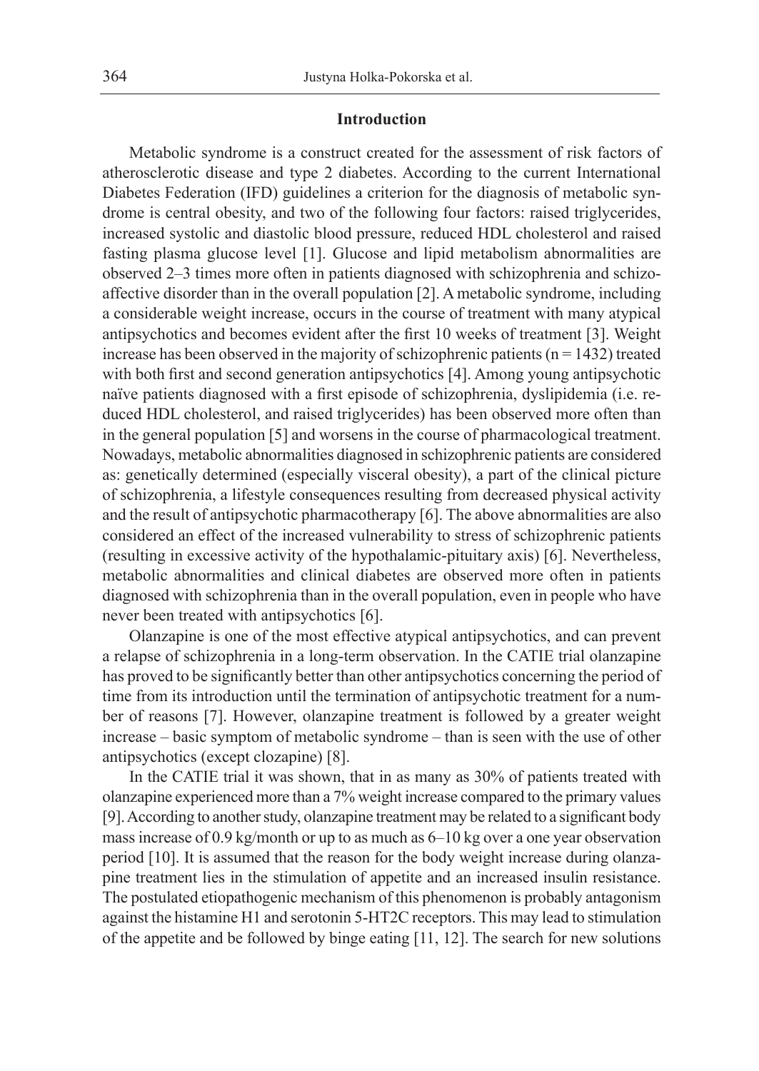## Introduction

Metabolic syndrome is a construct created for the assessment of risk factors of atherosclerotic disease and type 2 diabetes. According to the current International Diabetes Federation (IFD) guidelines a criterion for the diagnosis of metabolic syndrome is central obesity, and two of the following four factors: raised triglycerides, increased systolic and diastolic blood pressure, reduced HDL cholesterol and raised fasting plasma glucose level [1]. Glucose and lipid metabolism abnormalities are observed 2–3 times more often in patients diagnosed with schizophrenia and schizoaffective disorder than in the overall population [2]. A metabolic syndrome, including a considerable weight increase, occurs in the course of treatment with many atypical antipsychotics and becomes evident after the first 10 weeks of treatment [3]. Weight increase has been observed in the majority of schizophrenic patients (n = 1432) treated with both first and second generation antipsychotics [4]. Among young antipsychotic naïve patients diagnosed with a first episode of schizophrenia, dyslipidemia (i.e. reduced HDL cholesterol, and raised triglycerides) has been observed more often than in the general population [5] and worsens in the course of pharmacological treatment. Nowadays, metabolic abnormalities diagnosed in schizophrenic patients are considered as: genetically determined (especially visceral obesity), a part of the clinical picture of schizophrenia, a lifestyle consequences resulting from decreased physical activity and the result of antipsychotic pharmacotherapy [6]. The above abnormalities are also considered an effect of the increased vulnerability to stress of schizophrenic patients (resulting in excessive activity of the hypothalamic-pituitary axis) [6]. Nevertheless, metabolic abnormalities and clinical diabetes are observed more often in patients diagnosed with schizophrenia than in the overall population, even in people who have never been treated with antipsychotics [6].

Olanzapine is one of the most effective atypical antipsychotics, and can prevent a relapse of schizophrenia in a long-term observation. In the CATIE trial olanzapine has proved to be significantly better than other antipsychotics concerning the period of time from its introduction until the termination of antipsychotic treatment for a number of reasons [7]. However, olanzapine treatment is followed by a greater weight increase – basic symptom of metabolic syndrome – than is seen with the use of other antipsychotics (except clozapine) [8].

In the CATIE trial it was shown, that in as many as 30% of patients treated with olanzapine experienced more than a 7% weight increase compared to the primary values [9]. According to another study, olanzapine treatment may be related to a significant body mass increase of 0.9 kg/month or up to as much as 6–10 kg over a one year observation period [10]. It is assumed that the reason for the body weight increase during olanzapine treatment lies in the stimulation of appetite and an increased insulin resistance. The postulated etiopathogenic mechanism of this phenomenon is probably antagonism against the histamine H1 and serotonin 5-HT2C receptors. This may lead to stimulation of the appetite and be followed by binge eating [11, 12]. The search for new solutions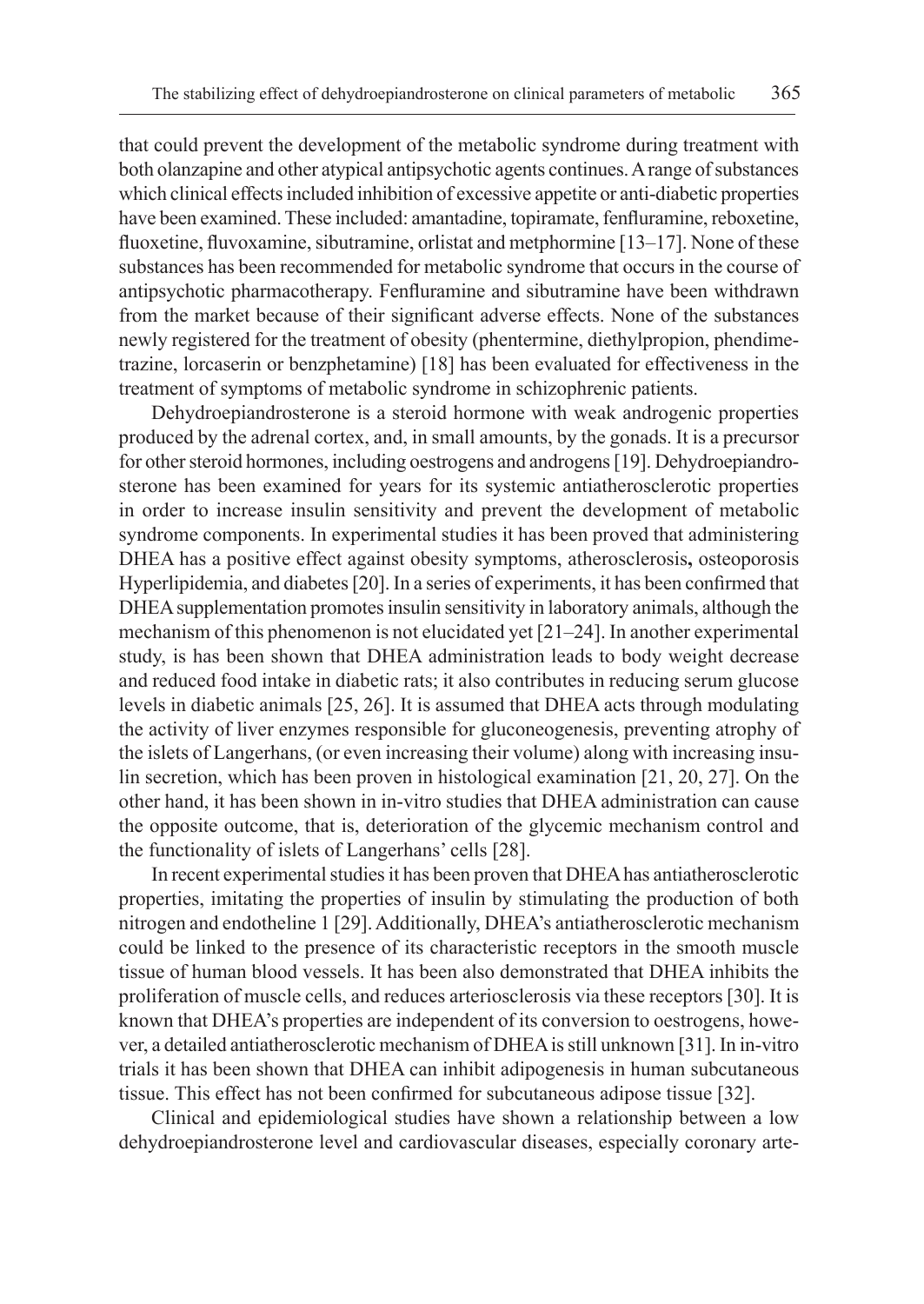that could prevent the development of the metabolic syndrome during treatment with both olanzapine and other atypical antipsychotic agents continues. A range of substances which clinical effects included inhibition of excessive appetite or anti-diabetic properties have been examined. These included: amantadine, topiramate, fenfluramine, reboxetine, fluoxetine, fluvoxamine, sibutramine, orlistat and metphormine [13–17]. None of these substances has been recommended for metabolic syndrome that occurs in the course of antipsychotic pharmacotherapy. Fenfluramine and sibutramine have been withdrawn from the market because of their significant adverse effects. None of the substances newly registered for the treatment of obesity (phentermine, diethylpropion, phendimetrazine, lorcaserin or benzphetamine) [18] has been evaluated for effectiveness in the treatment of symptoms of metabolic syndrome in schizophrenic patients.

Dehydroepiandrosterone is a steroid hormone with weak androgenic properties produced by the adrenal cortex, and, in small amounts, by the gonads. It is a precursor for other steroid hormones, including oestrogens and androgens [19]. Dehydroepiandrosterone has been examined for years for its systemic antiatherosclerotic properties in order to increase insulin sensitivity and prevent the development of metabolic syndrome components. In experimental studies it has been proved that administering DHEA has a positive effect against obesity symptoms, atherosclerosis**,** osteoporosis Hyperlipidemia, and diabetes [20]. In a series of experiments, it has been confirmed that DHEA supplementation promotes insulin sensitivity in laboratory animals, although the mechanism of this phenomenon is not elucidated yet [21–24]. In another experimental study, is has been shown that DHEA administration leads to body weight decrease and reduced food intake in diabetic rats; it also contributes in reducing serum glucose levels in diabetic animals [25, 26]. It is assumed that DHEA acts through modulating the activity of liver enzymes responsible for gluconeogenesis, preventing atrophy of the islets of Langerhans, (or even increasing their volume) along with increasing insulin secretion, which has been proven in histological examination [21, 20, 27]. On the other hand, it has been shown in in-vitro studies that DHEA administration can cause the opposite outcome, that is, deterioration of the glycemic mechanism control and the functionality of islets of Langerhans' cells [28].

In recent experimental studies it has been proven that DHEA has antiatherosclerotic properties, imitating the properties of insulin by stimulating the production of both nitrogen and endotheline 1 [29]. Additionally, DHEA's antiatherosclerotic mechanism could be linked to the presence of its characteristic receptors in the smooth muscle tissue of human blood vessels. It has been also demonstrated that DHEA inhibits the proliferation of muscle cells, and reduces arteriosclerosis via these receptors [30]. It is known that DHEA's properties are independent of its conversion to oestrogens, however, a detailed antiatherosclerotic mechanism of DHEA is still unknown [31]. In in-vitro trials it has been shown that DHEA can inhibit adipogenesis in human subcutaneous tissue. This effect has not been confirmed for subcutaneous adipose tissue [32].

Clinical and epidemiological studies have shown a relationship between a low dehydroepiandrosterone level and cardiovascular diseases, especially coronary arte-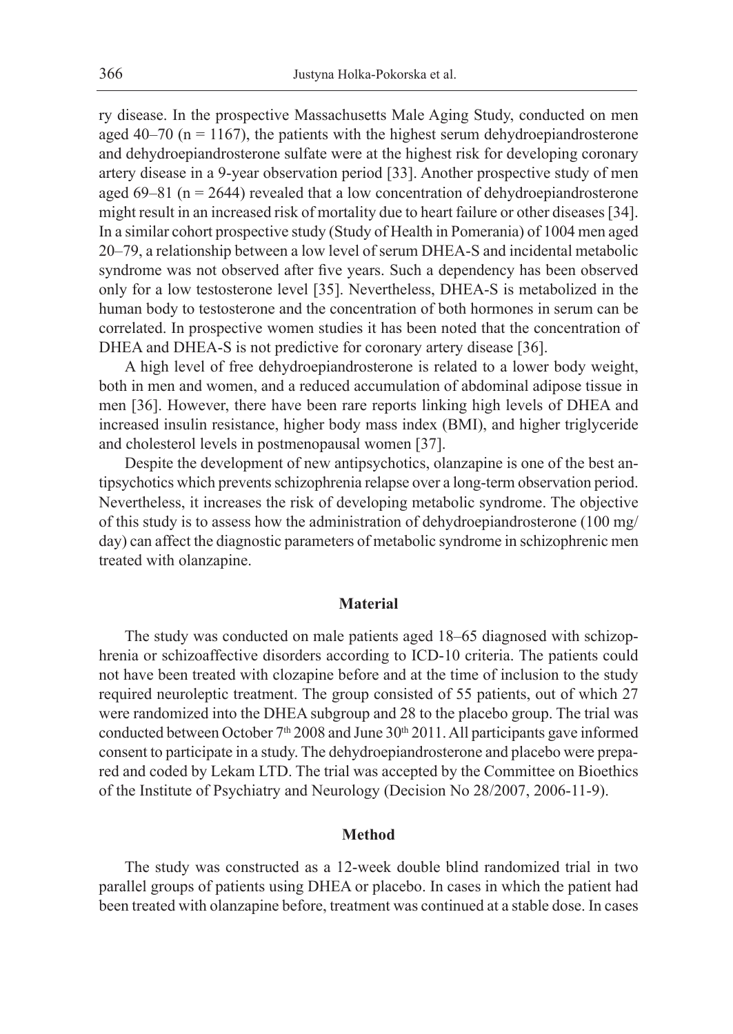ry disease. In the prospective Massachusetts Male Aging Study, conducted on men aged 40–70 (n = 1167), the patients with the highest serum dehydroepiandrosterone and dehydroepiandrosterone sulfate were at the highest risk for developing coronary artery disease in a 9-year observation period [33]. Another prospective study of men aged 69–81 (n = 2644) revealed that a low concentration of dehydroepiandrosterone might result in an increased risk of mortality due to heart failure or other diseases [34]. In a similar cohort prospective study (Study of Health in Pomerania) of 1004 men aged 20–79, a relationship between a low level of serum DHEA-S and incidental metabolic syndrome was not observed after five years. Such a dependency has been observed only for a low testosterone level [35]. Nevertheless, DHEA-S is metabolized in the human body to testosterone and the concentration of both hormones in serum can be correlated. In prospective women studies it has been noted that the concentration of DHEA and DHEA-S is not predictive for coronary artery disease [36].

A high level of free dehydroepiandrosterone is related to a lower body weight, both in men and women, and a reduced accumulation of abdominal adipose tissue in men [36]. However, there have been rare reports linking high levels of DHEA and increased insulin resistance, higher body mass index (BMI), and higher triglyceride and cholesterol levels in postmenopausal women [37].

Despite the development of new antipsychotics, olanzapine is one of the best antipsychotics which prevents schizophrenia relapse over a long-term observation period. Nevertheless, it increases the risk of developing metabolic syndrome. The objective of this study is to assess how the administration of dehydroepiandrosterone (100 mg/day) can affect the diagnostic parameters of metabolic syndrome in schizophrenic men treated with olanzapine.

## Material

The study was conducted on male patients aged 18–65 diagnosed with schizophrenia or schizoaffective disorders according to ICD-10 criteria. The patients could not have been treated with clozapine before and at the time of inclusion to the study required neuroleptic treatment. The group consisted of 55 patients, out of which 27 were randomized into the DHEA subgroup and 28 to the placebo group. The trial was conducted between October 7th 2008 and June 30th 2011. All participants gave informed consent to participate in a study. The dehydroepiandrosterone and placebo were prepared and coded by Lekam LTD. The trial was accepted by the Committee on Bioethics of the Institute of Psychiatry and Neurology (Decision No 28/2007, 2006-11-9).

## Method

The study was constructed as a 12-week double blind randomized trial in two parallel groups of patients using DHEA or placebo. In cases in which the patient had been treated with olanzapine before, treatment was continued at a stable dose. In cases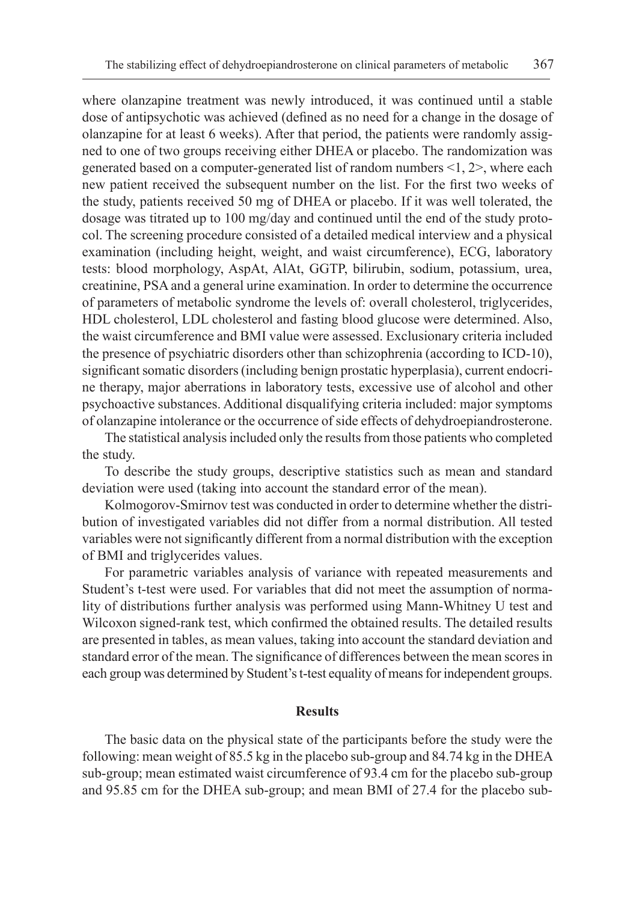where olanzapine treatment was newly introduced, it was continued until a stable dose of antipsychotic was achieved (defined as no need for a change in the dosage of olanzapine for at least 6 weeks). After that period, the patients were randomly assigned to one of two groups receiving either DHEA or placebo. The randomization was generated based on a computer-generated list of random numbers <1, 2>, where each new patient received the subsequent number on the list. For the first two weeks of the study, patients received 50 mg of DHEA or placebo. If it was well tolerated, the dosage was titrated up to 100 mg/day and continued until the end of the study protocol. The screening procedure consisted of a detailed medical interview and a physical examination (including height, weight, and waist circumference), ECG, laboratory tests: blood morphology, AspAt, AlAt, GGTP, bilirubin, sodium, potassium, urea, creatinine, PSA and a general urine examination. In order to determine the occurrence of parameters of metabolic syndrome the levels of: overall cholesterol, triglycerides, HDL cholesterol, LDL cholesterol and fasting blood glucose were determined. Also, the waist circumference and BMI value were assessed. Exclusionary criteria included the presence of psychiatric disorders other than schizophrenia (according to ICD-10), significant somatic disorders (including benign prostatic hyperplasia), current endocrine therapy, major aberrations in laboratory tests, excessive use of alcohol and other psychoactive substances. Additional disqualifying criteria included: major symptoms of olanzapine intolerance or the occurrence of side effects of dehydroepiandrosterone.

The statistical analysis included only the results from those patients who completed the study.

To describe the study groups, descriptive statistics such as mean and standard deviation were used (taking into account the standard error of the mean).

Kolmogorov-Smirnov test was conducted in order to determine whether the distribution of investigated variables did not differ from a normal distribution. All tested variables were not significantly different from a normal distribution with the exception of BMI and triglycerides values.

For parametric variables analysis of variance with repeated measurements and Student's t-test were used. For variables that did not meet the assumption of normality of distributions further analysis was performed using Mann-Whitney U test and Wilcoxon signed-rank test, which confirmed the obtained results. The detailed results are presented in tables, as mean values, taking into account the standard deviation and standard error of the mean. The significance of differences between the mean scores in each group was determined by Student's t-test equality of means for independent groups.

## Results

The basic data on the physical state of the participants before the study were the following: mean weight of 85.5 kg in the placebo sub-group and 84.74 kg in the DHEA sub-group; mean estimated waist circumference of 93.4 cm for the placebo sub-group and 95.85 cm for the DHEA sub-group; and mean BMI of 27.4 for the placebo sub-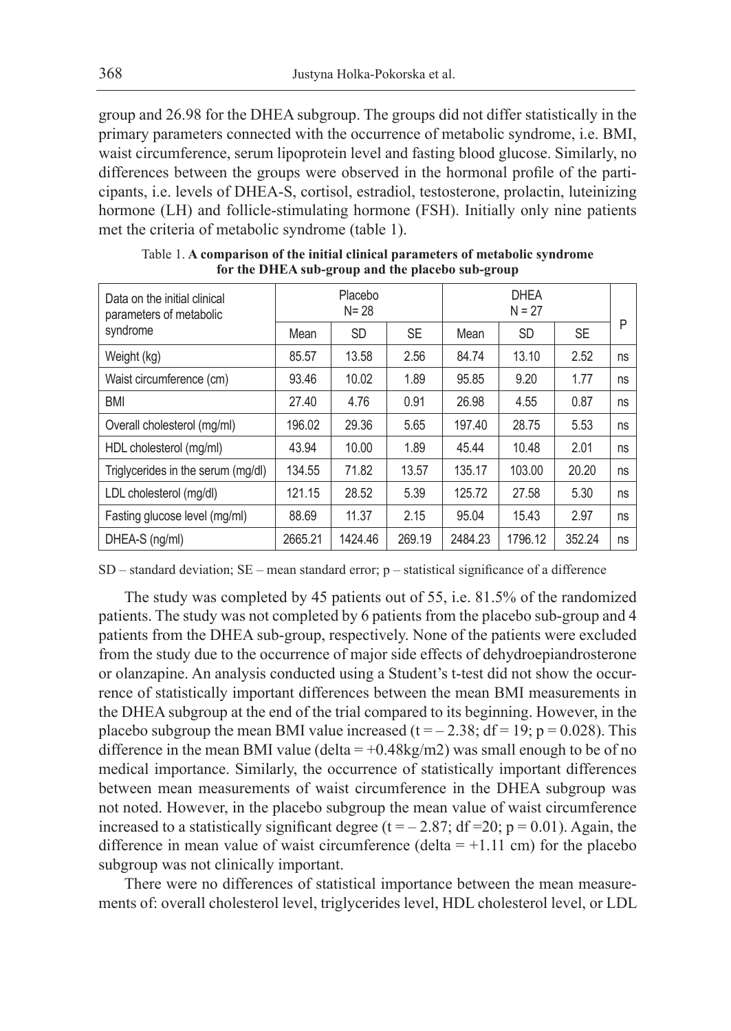group and 26.98 for the DHEA subgroup. The groups did not differ statistically in the primary parameters connected with the occurrence of metabolic syndrome, i.e. BMI, waist circumference, serum lipoprotein level and fasting blood glucose. Similarly, no differences between the groups were observed in the hormonal profile of the participants, i.e. levels of DHEA-S, cortisol, estradiol, testosterone, prolactin, luteinizing hormone (LH) and follicle-stimulating hormone (FSH). Initially only nine patients met the criteria of metabolic syndrome (table 1).

Table 1. **A comparison of the initial clinical parameters of metabolic syndrome for the DHEA sub-group and the placebo sub-group**

| Data on the initial clinical parameters of metabolic syndrome | Placebo N= 28 | | | DHEA N = 27 | | | P |
|---|---|---|---|---|---|---|---|
| | Mean | SD | SE | Mean | SD | SE | |
| Weight (kg) | 85.57 | 13.58 | 2.56 | 84.74 | 13.10 | 2.52 | ns |
| Waist circumference (cm) | 93.46 | 10.02 | 1.89 | 95.85 | 9.20 | 1.77 | ns |
| BMI | 27.40 | 4.76 | 0.91 | 26.98 | 4.55 | 0.87 | ns |
| Overall cholesterol (mg/ml) | 196.02 | 29.36 | 5.65 | 197.40 | 28.75 | 5.53 | ns |
| HDL cholesterol (mg/ml) | 43.94 | 10.00 | 1.89 | 45.44 | 10.48 | 2.01 | ns |
| Triglycerides in the serum (mg/dl) | 134.55 | 71.82 | 13.57 | 135.17 | 103.00 | 20.20 | ns |
| LDL cholesterol (mg/dl) | 121.15 | 28.52 | 5.39 | 125.72 | 27.58 | 5.30 | ns |
| Fasting glucose level (mg/ml) | 88.69 | 11.37 | 2.15 | 95.04 | 15.43 | 2.97 | ns |
| DHEA-S (ng/ml) | 2665.21 | 1424.46 | 269.19 | 2484.23 | 1796.12 | 352.24 | ns |

SD – standard deviation; SE – mean standard error; p – statistical significance of a difference

The study was completed by 45 patients out of 55, i.e. 81.5% of the randomized patients. The study was not completed by 6 patients from the placebo sub-group and 4 patients from the DHEA sub-group, respectively. None of the patients were excluded from the study due to the occurrence of major side effects of dehydroepiandrosterone or olanzapine. An analysis conducted using a Student's t-test did not show the occurrence of statistically important differences between the mean BMI measurements in the DHEA subgroup at the end of the trial compared to its beginning. However, in the placebo subgroup the mean BMI value increased ($t = -2.38$; $df = 19$; $p = 0.028$). This difference in the mean BMI value (delta = +0.48kg/m2) was small enough to be of no medical importance. Similarly, the occurrence of statistically important differences between mean measurements of waist circumference in the DHEA subgroup was not noted. However, in the placebo subgroup the mean value of waist circumference increased to a statistically significant degree ($t = -2.87$; $df = 20$; $p = 0.01$). Again, the difference in mean value of waist circumference (delta = +1.11 cm) for the placebo subgroup was not clinically important.

There were no differences of statistical importance between the mean measurements of: overall cholesterol level, triglycerides level, HDL cholesterol level, or LDL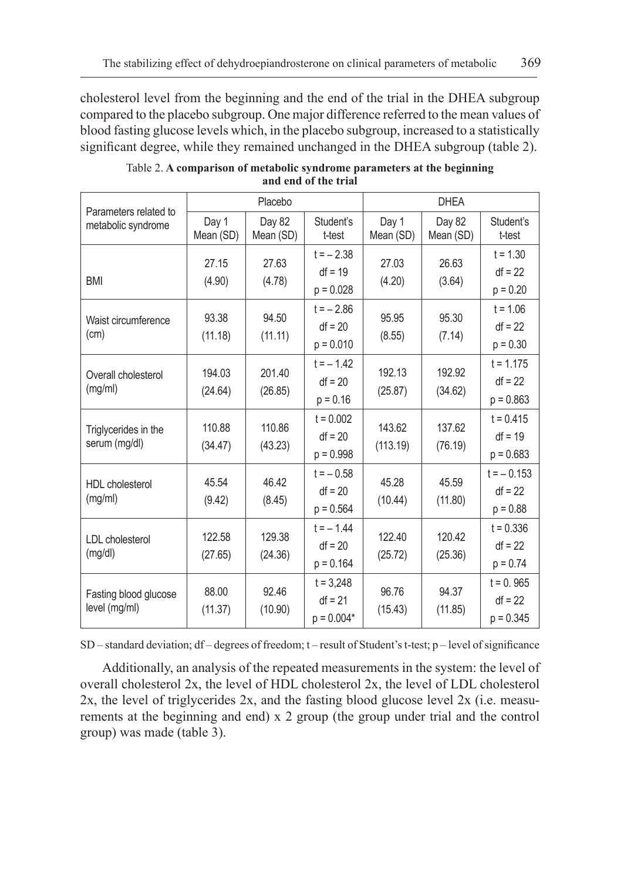cholesterol level from the beginning and the end of the trial in the DHEA subgroup compared to the placebo subgroup. One major difference referred to the mean values of blood fasting glucose levels which, in the placebo subgroup, increased to a statistically significant degree, while they remained unchanged in the DHEA subgroup (table 2).

Table 2. **A comparison of metabolic syndrome parameters at the beginning and end of the trial**

| Parameters related to metabolic syndrome | Placebo | | | DHEA | | |
|---|---|---|---|---|---|---|
| | Day 1 Mean (SD) | Day 82 Mean (SD) | Student's t-test | Day 1 Mean (SD) | Day 82 Mean (SD) | Student's t-test |
| BMI | 27.15 (4.90) | 27.63 (4.78) | t = – 2.38 df = 19 p = 0.028 | 27.03 (4.20) | 26.63 (3.64) | t = 1.30 df = 22 p = 0.20 |
| Waist circumference (cm) | 93.38 (11.18) | 94.50 (11.11) | t = – 2.86 df = 20 p = 0.010 | 95.95 (8.55) | 95.30 (7.14) | t = 1.06 df = 22 p = 0.30 |
| Overall cholesterol (mg/ml) | 194.03 (24.64) | 201.40 (26.85) | t = – 1.42 df = 20 p = 0.16 | 192.13 (25.87) | 192.92 (34.62) | t = 1.175 df = 22 p = 0.863 |
| Triglycerides in the serum (mg/dl) | 110.88 (34.47) | 110.86 (43.23) | t = 0.002 df = 20 p = 0.998 | 143.62 (113.19) | 137.62 (76.19) | t = 0.415 df = 19 p = 0.683 |
| HDL cholesterol (mg/ml) | 45.54 (9.42) | 46.42 (8.45) | t = – 0.58 df = 20 p = 0.564 | 45.28 (10.44) | 45.59 (11.80) | t = – 0.153 df = 22 p = 0.88 |
| LDL cholesterol (mg/dl) | 122.58 (27.65) | 129.38 (24.36) | t = – 1.44 df = 20 p = 0.164 | 122.40 (25.72) | 120.42 (25.36) | t = 0.336 df = 22 p = 0.74 |
| Fasting blood glucose level (mg/ml) | 88.00 (11.37) | 92.46 (10.90) | t = 3,248 df = 21 p = 0.004* | 96.76 (15.43) | 94.37 (11.85) | t = 0. 965 df = 22 p = 0.345 |

SD – standard deviation; df – degrees of freedom; t – result of Student's t-test; p – level of significance

Additionally, an analysis of the repeated measurements in the system: the level of overall cholesterol 2x, the level of HDL cholesterol 2x, the level of LDL cholesterol 2x, the level of triglycerides 2x, and the fasting blood glucose level 2x (i.e. measurements at the beginning and end) x 2 group (the group under trial and the control group) was made (table 3).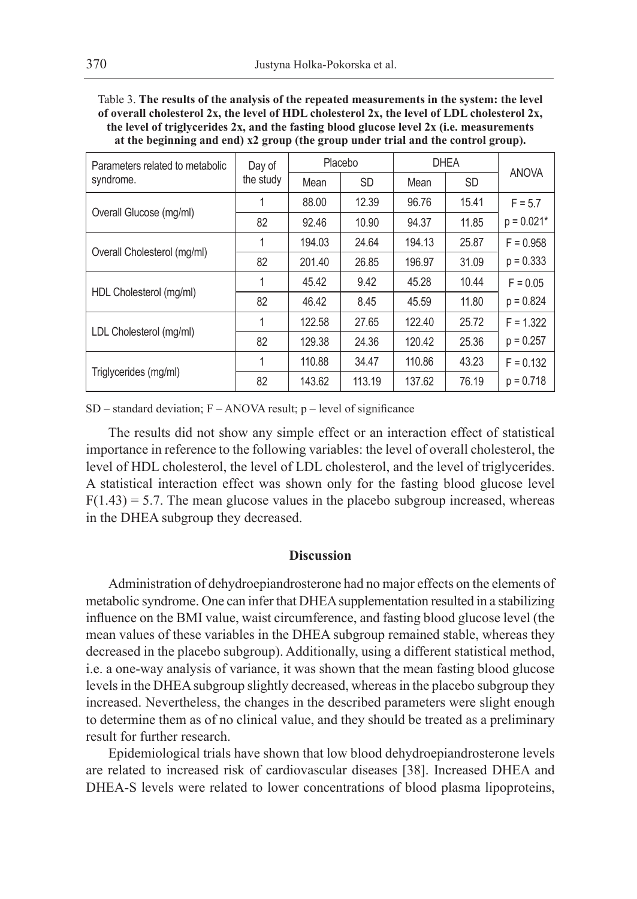Table 3. **The results of the analysis of the repeated measurements in the system: the level of overall cholesterol 2x, the level of HDL cholesterol 2x, the level of LDL cholesterol 2x, the level of triglycerides 2x, and the fasting blood glucose level 2x (i.e. measurements at the beginning and end) x2 group (the group under trial and the control group).**

| Parameters related to metabolic syndrome. | Day of the study | Placebo | | DHEA | | ANOVA |
|---|---|---|---|---|---|---|
| | | Mean | SD | Mean | SD | |
| Overall Glucose (mg/ml) | 1 | 88.00 | 12.39 | 96.76 | 15.41 | F = 5.7 |
| | 82 | 92.46 | 10.90 | 94.37 | 11.85 | p = 0.021* |
| Overall Cholesterol (mg/ml) | 1 | 194.03 | 24.64 | 194.13 | 25.87 | F = 0.958 |
| | 82 | 201.40 | 26.85 | 196.97 | 31.09 | p = 0.333 |
| HDL Cholesterol (mg/ml) | 1 | 45.42 | 9.42 | 45.28 | 10.44 | F = 0.05 |
| | 82 | 46.42 | 8.45 | 45.59 | 11.80 | p = 0.824 |
| LDL Cholesterol (mg/ml) | 1 | 122.58 | 27.65 | 122.40 | 25.72 | F = 1.322 |
| | 82 | 129.38 | 24.36 | 120.42 | 25.36 | p = 0.257 |
| Triglycerides (mg/ml) | 1 | 110.88 | 34.47 | 110.86 | 43.23 | F = 0.132 |
| | 82 | 143.62 | 113.19 | 137.62 | 76.19 | p = 0.718 |

SD – standard deviation; F – ANOVA result; p – level of significance

The results did not show any simple effect or an interaction effect of statistical importance in reference to the following variables: the level of overall cholesterol, the level of HDL cholesterol, the level of LDL cholesterol, and the level of triglycerides. A statistical interaction effect was shown only for the fasting blood glucose level $F(1.43) = 5.7$. The mean glucose values in the placebo subgroup increased, whereas in the DHEA subgroup they decreased.

## Discussion

Administration of dehydroepiandrosterone had no major effects on the elements of metabolic syndrome. One can infer that DHEA supplementation resulted in a stabilizing influence on the BMI value, waist circumference, and fasting blood glucose level (the mean values of these variables in the DHEA subgroup remained stable, whereas they decreased in the placebo subgroup). Additionally, using a different statistical method, i.e. a one-way analysis of variance, it was shown that the mean fasting blood glucose levels in the DHEA subgroup slightly decreased, whereas in the placebo subgroup they increased. Nevertheless, the changes in the described parameters were slight enough to determine them as of no clinical value, and they should be treated as a preliminary result for further research.

Epidemiological trials have shown that low blood dehydroepiandrosterone levels are related to increased risk of cardiovascular diseases [38]. Increased DHEA and DHEA-S levels were related to lower concentrations of blood plasma lipoproteins,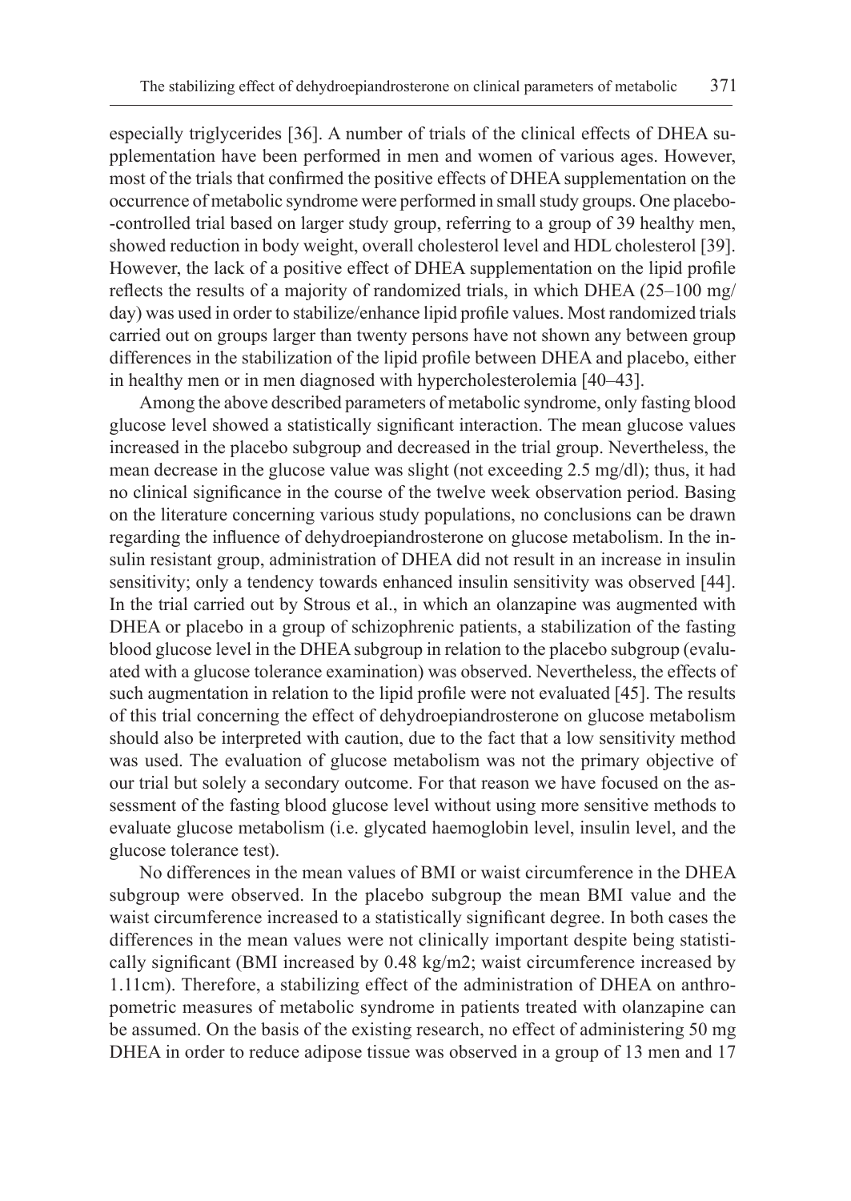especially triglycerides [36]. A number of trials of the clinical effects of DHEA supplementation have been performed in men and women of various ages. However, most of the trials that confirmed the positive effects of DHEA supplementation on the occurrence of metabolic syndrome were performed in small study groups. One placebo-controlled trial based on larger study group, referring to a group of 39 healthy men, showed reduction in body weight, overall cholesterol level and HDL cholesterol [39]. However, the lack of a positive effect of DHEA supplementation on the lipid profile reflects the results of a majority of randomized trials, in which DHEA (25–100 mg/day) was used in order to stabilize/enhance lipid profile values. Most randomized trials carried out on groups larger than twenty persons have not shown any between group differences in the stabilization of the lipid profile between DHEA and placebo, either in healthy men or in men diagnosed with hypercholesterolemia [40–43].

Among the above described parameters of metabolic syndrome, only fasting blood glucose level showed a statistically significant interaction. The mean glucose values increased in the placebo subgroup and decreased in the trial group. Nevertheless, the mean decrease in the glucose value was slight (not exceeding 2.5 mg/dl); thus, it had no clinical significance in the course of the twelve week observation period. Basing on the literature concerning various study populations, no conclusions can be drawn regarding the influence of dehydroepiandrosterone on glucose metabolism. In the insulin resistant group, administration of DHEA did not result in an increase in insulin sensitivity; only a tendency towards enhanced insulin sensitivity was observed [44]. In the trial carried out by Strous et al., in which an olanzapine was augmented with DHEA or placebo in a group of schizophrenic patients, a stabilization of the fasting blood glucose level in the DHEA subgroup in relation to the placebo subgroup (evaluated with a glucose tolerance examination) was observed. Nevertheless, the effects of such augmentation in relation to the lipid profile were not evaluated [45]. The results of this trial concerning the effect of dehydroepiandrosterone on glucose metabolism should also be interpreted with caution, due to the fact that a low sensitivity method was used. The evaluation of glucose metabolism was not the primary objective of our trial but solely a secondary outcome. For that reason we have focused on the assessment of the fasting blood glucose level without using more sensitive methods to evaluate glucose metabolism (i.e. glycated haemoglobin level, insulin level, and the glucose tolerance test).

No differences in the mean values of BMI or waist circumference in the DHEA subgroup were observed. In the placebo subgroup the mean BMI value and the waist circumference increased to a statistically significant degree. In both cases the differences in the mean values were not clinically important despite being statistically significant (BMI increased by 0.48 kg/m2; waist circumference increased by 1.11cm). Therefore, a stabilizing effect of the administration of DHEA on anthropometric measures of metabolic syndrome in patients treated with olanzapine can be assumed. On the basis of the existing research, no effect of administering 50 mg DHEA in order to reduce adipose tissue was observed in a group of 13 men and 17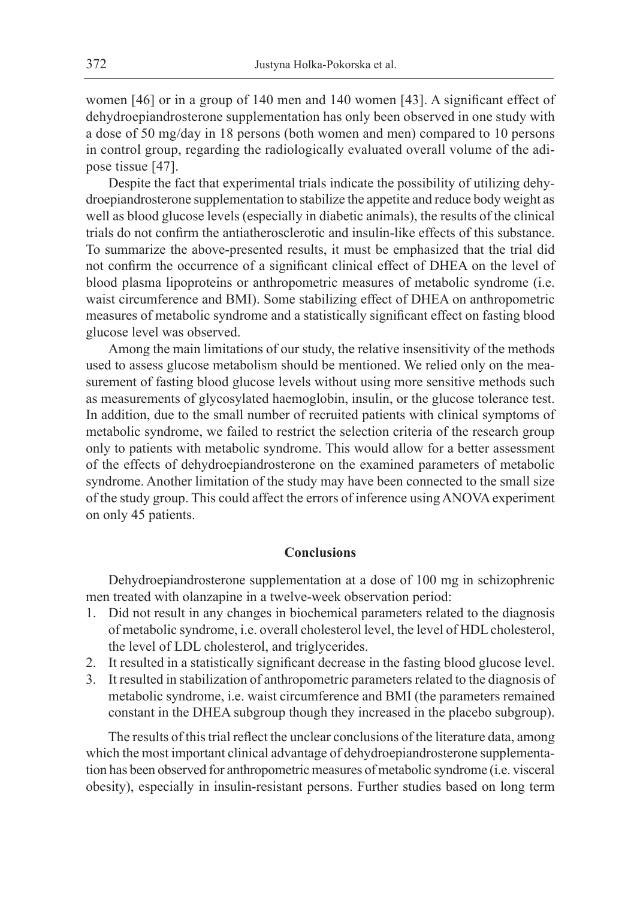women [46] or in a group of 140 men and 140 women [43]. A significant effect of dehydroepiandrosterone supplementation has only been observed in one study with a dose of 50 mg/day in 18 persons (both women and men) compared to 10 persons in control group, regarding the radiologically evaluated overall volume of the adipose tissue [47].

Despite the fact that experimental trials indicate the possibility of utilizing dehydroepiandrosterone supplementation to stabilize the appetite and reduce body weight as well as blood glucose levels (especially in diabetic animals), the results of the clinical trials do not confirm the antiatherosclerotic and insulin-like effects of this substance. To summarize the above-presented results, it must be emphasized that the trial did not confirm the occurrence of a significant clinical effect of DHEA on the level of blood plasma lipoproteins or anthropometric measures of metabolic syndrome (i.e. waist circumference and BMI). Some stabilizing effect of DHEA on anthropometric measures of metabolic syndrome and a statistically significant effect on fasting blood glucose level was observed.

Among the main limitations of our study, the relative insensitivity of the methods used to assess glucose metabolism should be mentioned. We relied only on the measurement of fasting blood glucose levels without using more sensitive methods such as measurements of glycosylated haemoglobin, insulin, or the glucose tolerance test. In addition, due to the small number of recruited patients with clinical symptoms of metabolic syndrome, we failed to restrict the selection criteria of the research group only to patients with metabolic syndrome. This would allow for a better assessment of the effects of dehydroepiandrosterone on the examined parameters of metabolic syndrome. Another limitation of the study may have been connected to the small size of the study group. This could affect the errors of inference using ANOVA experiment on only 45 patients.

## Conclusions

Dehydroepiandrosterone supplementation at a dose of 100 mg in schizophrenic men treated with olanzapine in a twelve-week observation period:

1. Did not result in any changes in biochemical parameters related to the diagnosis of metabolic syndrome, i.e. overall cholesterol level, the level of HDL cholesterol, the level of LDL cholesterol, and triglycerides.
2. It resulted in a statistically significant decrease in the fasting blood glucose level.
3. It resulted in stabilization of anthropometric parameters related to the diagnosis of metabolic syndrome, i.e. waist circumference and BMI (the parameters remained constant in the DHEA subgroup though they increased in the placebo subgroup).

The results of this trial reflect the unclear conclusions of the literature data, among which the most important clinical advantage of dehydroepiandrosterone supplementation has been observed for anthropometric measures of metabolic syndrome (i.e. visceral obesity), especially in insulin-resistant persons. Further studies based on long term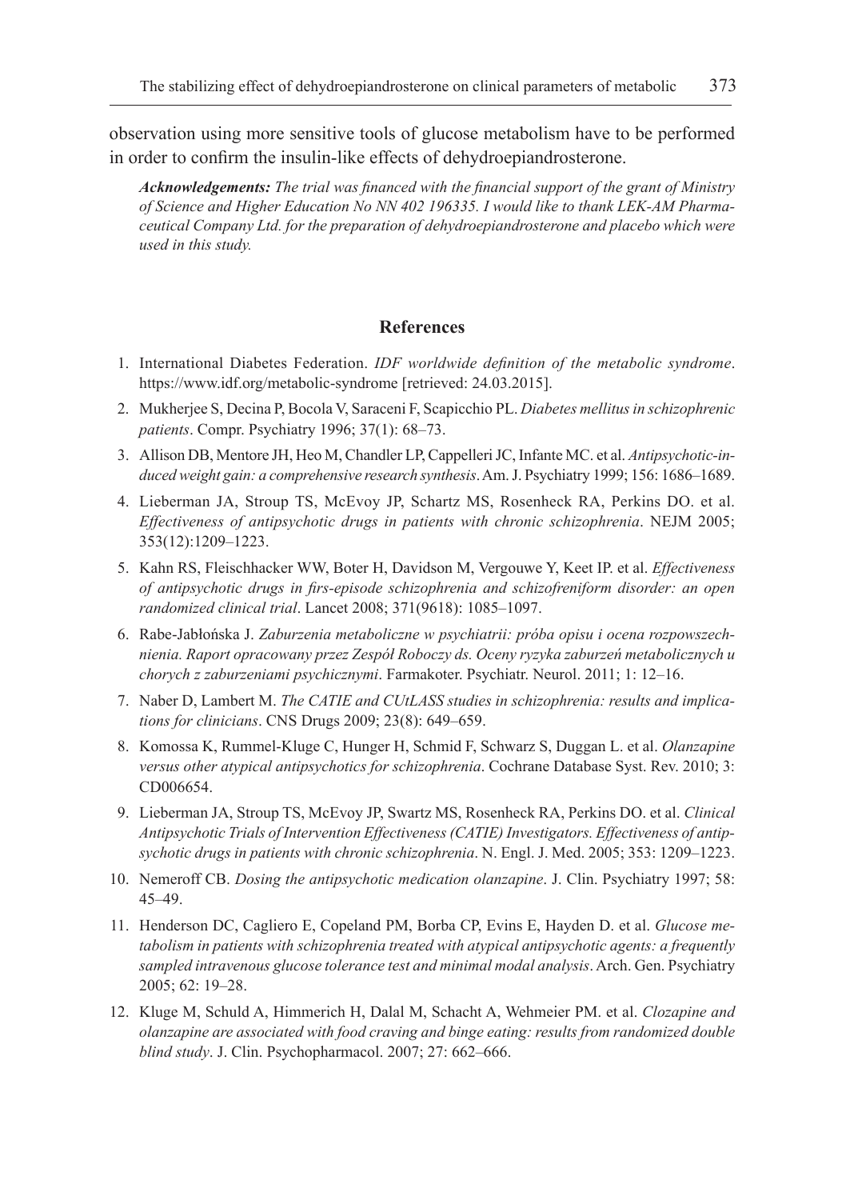observation using more sensitive tools of glucose metabolism have to be performed in order to confirm the insulin-like effects of dehydroepiandrosterone.

***Acknowledgements:*** *The trial was financed with the financial support of the grant of Ministry of Science and Higher Education No NN 402 196335. I would like to thank LEK-AM Pharmaceutical Company Ltd. for the preparation of dehydroepiandrosterone and placebo which were used in this study.*

## References

1. International Diabetes Federation. *IDF worldwide definition of the metabolic syndrome*. https://www.idf.org/metabolic-syndrome [retrieved: 24.03.2015].
2. Mukherjee S, Decina P, Bocola V, Saraceni F, Scapicchio PL. *Diabetes mellitus in schizophrenic patients*. Compr. Psychiatry 1996; 37(1): 68–73.
3. Allison DB, Mentore JH, Heo M, Chandler LP, Cappelleri JC, Infante MC. et al. *Antipsychotic-induced weight gain: a comprehensive research synthesis*. Am. J. Psychiatry 1999; 156: 1686–1689.
4. Lieberman JA, Stroup TS, McEvoy JP, Schartz MS, Rosenheck RA, Perkins DO. et al. *Effectiveness of antipsychotic drugs in patients with chronic schizophrenia*. NEJM 2005; 353(12):1209–1223.
5. Kahn RS, Fleischhacker WW, Boter H, Davidson M, Vergouwe Y, Keet IP. et al. *Effectiveness of antipsychotic drugs in firs-episode schizophrenia and schizofreniform disorder: an open randomized clinical trial*. Lancet 2008; 371(9618): 1085–1097.
6. Rabe-Jabłońska J. *Zaburzenia metaboliczne w psychiatrii: próba opisu i ocena rozpowszechnienia. Raport opracowany przez Zespół Roboczy ds. Oceny ryzyka zaburzeń metabolicznych u chorych z zaburzeniami psychicznymi*. Farmakoter. Psychiatr. Neurol. 2011; 1: 12–16.
7. Naber D, Lambert M. *The CATIE and CUtLASS studies in schizophrenia: results and implications for clinicians*. CNS Drugs 2009; 23(8): 649–659.
8. Komossa K, Rummel-Kluge C, Hunger H, Schmid F, Schwarz S, Duggan L. et al. *Olanzapine versus other atypical antipsychotics for schizophrenia*. Cochrane Database Syst. Rev. 2010; 3: CD006654.
9. Lieberman JA, Stroup TS, McEvoy JP, Swartz MS, Rosenheck RA, Perkins DO. et al. *Clinical Antipsychotic Trials of Intervention Effectiveness (CATIE) Investigators. Effectiveness of antipsychotic drugs in patients with chronic schizophrenia*. N. Engl. J. Med. 2005; 353: 1209–1223.
10. Nemeroff CB. *Dosing the antipsychotic medication olanzapine*. J. Clin. Psychiatry 1997; 58: 45–49.
11. Henderson DC, Cagliero E, Copeland PM, Borba CP, Evins E, Hayden D. et al. *Glucose metabolism in patients with schizophrenia treated with atypical antipsychotic agents: a frequently sampled intravenous glucose tolerance test and minimal modal analysis*. Arch. Gen. Psychiatry 2005; 62: 19–28.
12. Kluge M, Schuld A, Himmerich H, Dalal M, Schacht A, Wehmeier PM. et al. *Clozapine and olanzapine are associated with food craving and binge eating: results from randomized double blind study*. J. Clin. Psychopharmacol. 2007; 27: 662–666.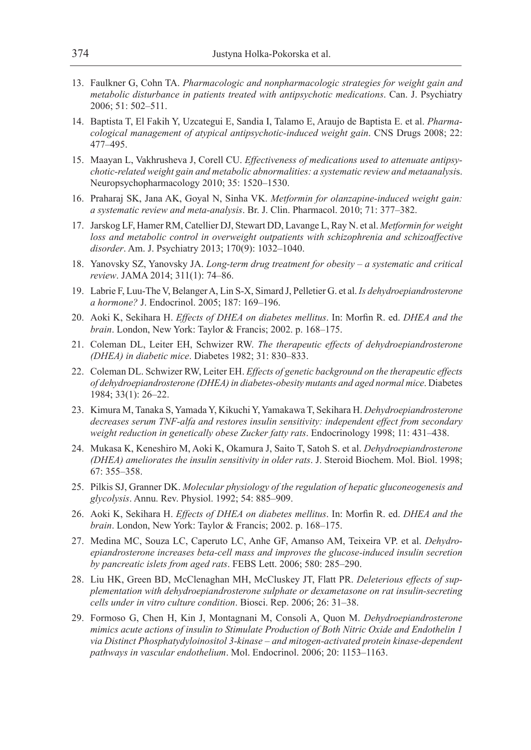13. Faulkner G, Cohn TA. *Pharmacologic and nonpharmacologic strategies for weight gain and metabolic disturbance in patients treated with antipsychotic medications*. Can. J. Psychiatry 2006; 51: 502–511.
14. Baptista T, El Fakih Y, Uzcategui E, Sandia I, Talamo E, Araujo de Baptista E. et al. *Pharmacological management of atypical antipsychotic-induced weight gain*. CNS Drugs 2008; 22: 477–495.
15. Maayan L, Vakhrusheva J, Corell CU. *Effectiveness of medications used to attenuate antipsychotic-related weight gain and metabolic abnormalities: a systematic review and metaanalysi*s. Neuropsychopharmacology 2010; 35: 1520–1530.
16. Praharaj SK, Jana AK, Goyal N, Sinha VK. *Metformin for olanzapine-induced weight gain: a systematic review and meta-analysis*. Br. J. Clin. Pharmacol. 2010; 71: 377–382.
17. Jarskog LF, Hamer RM, Catellier DJ, Stewart DD, Lavange L, Ray N. et al. *Metformin for weight loss and metabolic control in overweight outpatients with schizophrenia and schizoaffective disorder*. Am. J. Psychiatry 2013; 170(9): 1032–1040.
18. Yanovsky SZ, Yanovsky JA. *Long-term drug treatment for obesity – a systematic and critical review*. JAMA 2014; 311(1): 74–86.
19. Labrie F, Luu-The V, Belanger A, Lin S-X, Simard J, Pelletier G. et al. *Is dehydroepiandrosterone a hormone?* J. Endocrinol. 2005; 187: 169–196.
20. Aoki K, Sekihara H. *Effects of DHEA on diabetes mellitus*. In: Morfin R. ed. *DHEA and the brain*. London, New York: Taylor & Francis; 2002. p. 168–175.
21. Coleman DL, Leiter EH, Schwizer RW. *The therapeutic effects of dehydroepiandrosterone (DHEA) in diabetic mice*. Diabetes 1982; 31: 830–833.
22. Coleman DL. Schwizer RW, Leiter EH. *Effects of genetic background on the therapeutic effects of dehydroepiandrosterone (DHEA) in diabetes-obesity mutants and aged normal mice*. Diabetes 1984; 33(1): 26–22.
23. Kimura M, Tanaka S, Yamada Y, Kikuchi Y, Yamakawa T, Sekihara H. *Dehydroepiandrosterone decreases serum TNF-alfa and restores insulin sensitivity: independent effect from secondary weight reduction in genetically obese Zucker fatty rats*. Endocrinology 1998; 11: 431–438.
24. Mukasa K, Keneshiro M, Aoki K, Okamura J, Saito T, Satoh S. et al. *Dehydroepiandrosterone (DHEA) ameliorates the insulin sensitivity in older rats*. J. Steroid Biochem. Mol. Biol. 1998; 67: 355–358.
25. Pilkis SJ, Granner DK. *Molecular physiology of the regulation of hepatic gluconeogenesis and glycolysis*. Annu. Rev. Physiol. 1992; 54: 885–909.
26. Aoki K, Sekihara H. *Effects of DHEA on diabetes mellitus*. In: Morfin R. ed. *DHEA and the brain*. London, New York: Taylor & Francis; 2002. p. 168–175.
27. Medina MC, Souza LC, Caperuto LC, Anhe GF, Amanso AM, Teixeira VP. et al. *Dehydroepiandrosterone increases beta-cell mass and improves the glucose-induced insulin secretion by pancreatic islets from aged rats*. FEBS Lett. 2006; 580: 285–290.
28. Liu HK, Green BD, McClenaghan MH, McCluskey JT, Flatt PR. *Deleterious effects of supplementation with dehydroepiandrosterone sulphate or dexametasone on rat insulin-secreting cells under in vitro culture condition*. Biosci. Rep. 2006; 26: 31–38.
29. Formoso G, Chen H, Kin J, Montagnani M, Consoli A, Quon M. *Dehydroepiandrosterone mimics acute actions of insulin to Stimulate Production of Both Nitric Oxide and Endothelin 1 via Distinct Phosphatydyloinositol 3-kinase – and mitogen-activated protein kinase-dependent pathways in vascular endothelium*. Mol. Endocrinol. 2006; 20: 1153–1163.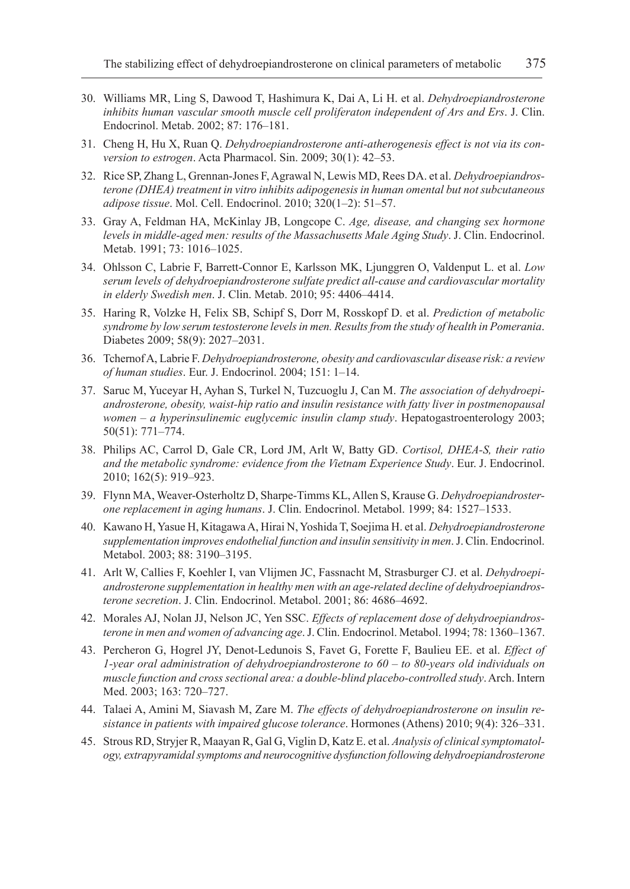30. Williams MR, Ling S, Dawood T, Hashimura K, Dai A, Li H. et al. *Dehydroepiandrosterone inhibits human vascular smooth muscle cell proliferaton independent of Ars and Ers*. J. Clin. Endocrinol. Metab. 2002; 87: 176–181.
31. Cheng H, Hu X, Ruan Q. *Dehydroepiandrosterone anti-atherogenesis effect is not via its conversion to estrogen*. Acta Pharmacol. Sin. 2009; 30(1): 42–53.
32. Rice SP, Zhang L, Grennan-Jones F, Agrawal N, Lewis MD, Rees DA. et al. *Dehydroepiandrosterone (DHEA) treatment in vitro inhibits adipogenesis in human omental but not subcutaneous adipose tissue*. Mol. Cell. Endocrinol. 2010; 320(1–2): 51–57.
33. Gray A, Feldman HA, McKinlay JB, Longcope C. *Age, disease, and changing sex hormone levels in middle-aged men: results of the Massachusetts Male Aging Study*. J. Clin. Endocrinol. Metab. 1991; 73: 1016–1025.
34. Ohlsson C, Labrie F, Barrett-Connor E, Karlsson MK, Ljunggren O, Valdenput L. et al. *Low serum levels of dehydroepiandrosterone sulfate predict all-cause and cardiovascular mortality in elderly Swedish men*. J. Clin. Metab. 2010; 95: 4406–4414.
35. Haring R, Volzke H, Felix SB, Schipf S, Dorr M, Rosskopf D. et al. *Prediction of metabolic syndrome by low serum testosterone levels in men. Results from the study of health in Pomerania*. Diabetes 2009; 58(9): 2027–2031.
36. Tchernof A, Labrie F. *Dehydroepiandrosterone, obesity and cardiovascular disease risk: a review of human studies*. Eur. J. Endocrinol. 2004; 151: 1–14.
37. Saruc M, Yuceyar H, Ayhan S, Turkel N, Tuzcuoglu J, Can M. *The association of dehydroepiandrosterone, obesity, waist-hip ratio and insulin resistance with fatty liver in postmenopausal women – a hyperinsulinemic euglycemic insulin clamp study*. Hepatogastroenterology 2003; 50(51): 771–774.
38. Philips AC, Carrol D, Gale CR, Lord JM, Arlt W, Batty GD. *Cortisol, DHEA-S, their ratio and the metabolic syndrome: evidence from the Vietnam Experience Study*. Eur. J. Endocrinol. 2010; 162(5): 919–923.
39. Flynn MA, Weaver-Osterholtz D, Sharpe-Timms KL, Allen S, Krause G. *Dehydroepiandrosterone replacement in aging humans*. J. Clin. Endocrinol. Metabol. 1999; 84: 1527–1533.
40. Kawano H, Yasue H, Kitagawa A, Hirai N, Yoshida T, Soejima H. et al. *Dehydroepiandrosterone supplementation improves endothelial function and insulin sensitivity in men*. J. Clin. Endocrinol. Metabol. 2003; 88: 3190–3195.
41. Arlt W, Callies F, Koehler I, van Vlijmen JC, Fassnacht M, Strasburger CJ. et al. *Dehydroepiandrosterone supplementation in healthy men with an age-related decline of dehydroepiandrosterone secretion*. J. Clin. Endocrinol. Metabol. 2001; 86: 4686–4692.
42. Morales AJ, Nolan JJ, Nelson JC, Yen SSC. *Effects of replacement dose of dehydroepiandrosterone in men and women of advancing age*. J. Clin. Endocrinol. Metabol. 1994; 78: 1360–1367.
43. Percheron G, Hogrel JY, Denot-Ledunois S, Favet G, Forette F, Baulieu EE. et al. *Effect of 1-year oral administration of dehydroepiandrosterone to 60 – to 80-years old individuals on muscle function and cross sectional area: a double-blind placebo-controlled study*. Arch. Intern Med. 2003; 163: 720–727.
44. Talaei A, Amini M, Siavash M, Zare M. *The effects of dehydroepiandrosterone on insulin resistance in patients with impaired glucose tolerance*. Hormones (Athens) 2010; 9(4): 326–331.
45. Strous RD, Stryjer R, Maayan R, Gal G, Viglin D, Katz E. et al. *Analysis of clinical symptomatology, extrapyramidal symptoms and neurocognitive dysfunction following dehydroepiandrosterone*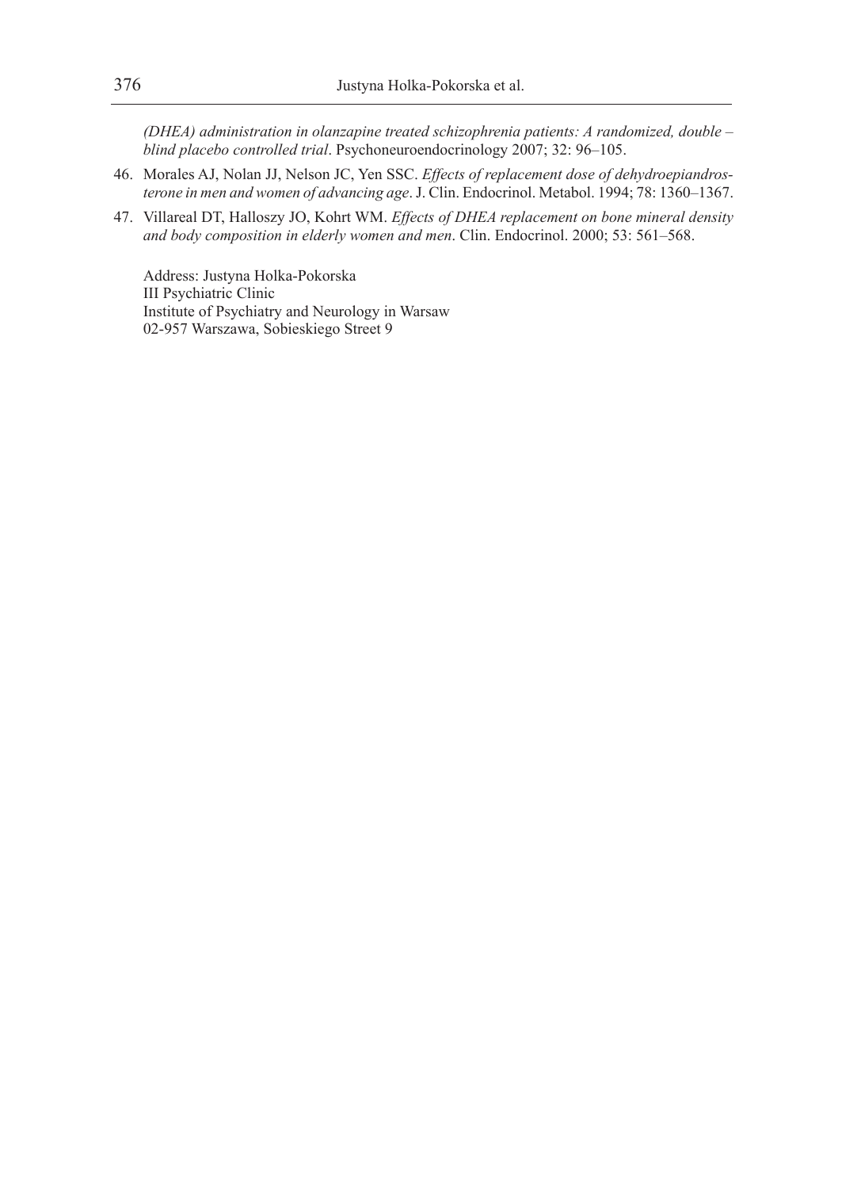*(DHEA) administration in olanzapine treated schizophrenia patients: A randomized, double – blind placebo controlled trial*. Psychoneuroendocrinology 2007; 32: 96–105.

46. Morales AJ, Nolan JJ, Nelson JC, Yen SSC. *Effects of replacement dose of dehydroepiandrosterone in men and women of advancing age*. J. Clin. Endocrinol. Metabol. 1994; 78: 1360–1367.
47. Villareal DT, Halloszy JO, Kohrt WM. *Effects of DHEA replacement on bone mineral density and body composition in elderly women and men*. Clin. Endocrinol. 2000; 53: 561–568.

Address: Justyna Holka-Pokorska
III Psychiatric Clinic
Institute of Psychiatry and Neurology in Warsaw
02-957 Warszawa, Sobieskiego Street 9